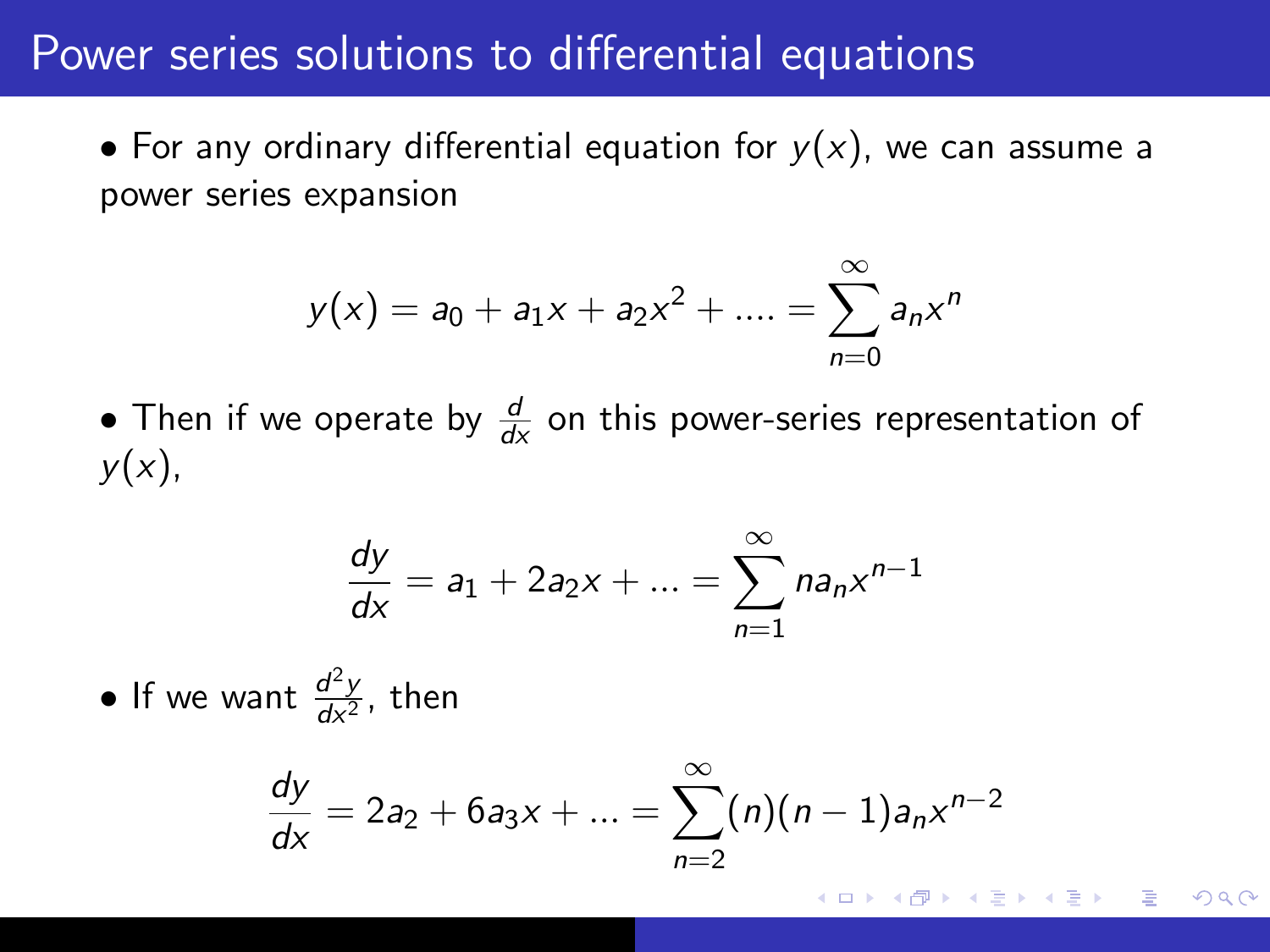# Power series solutions to differential equations

- For any ordinary differential equation for $y(x)$, we can assume a power series expansion

$$y(x) = a_0 + a_1 x + a_2 x^2 + .... = \sum_{n=0}^{\infty} a_n x^n$$

- Then if we operate by $\frac{d}{dx}$ on this power-series representation of $y(x)$,

$$\frac{dy}{dx} = a_1 + 2a_2 x + ... = \sum_{n=1}^{\infty} n a_n x^{n-1}$$

- If we want $\frac{d^2y}{dx^2}$, then

$$\frac{dy}{dx} = 2a_2 + 6a_3 x + ... = \sum_{n=2}^{\infty} (n)(n-1) a_n x^{n-2}$$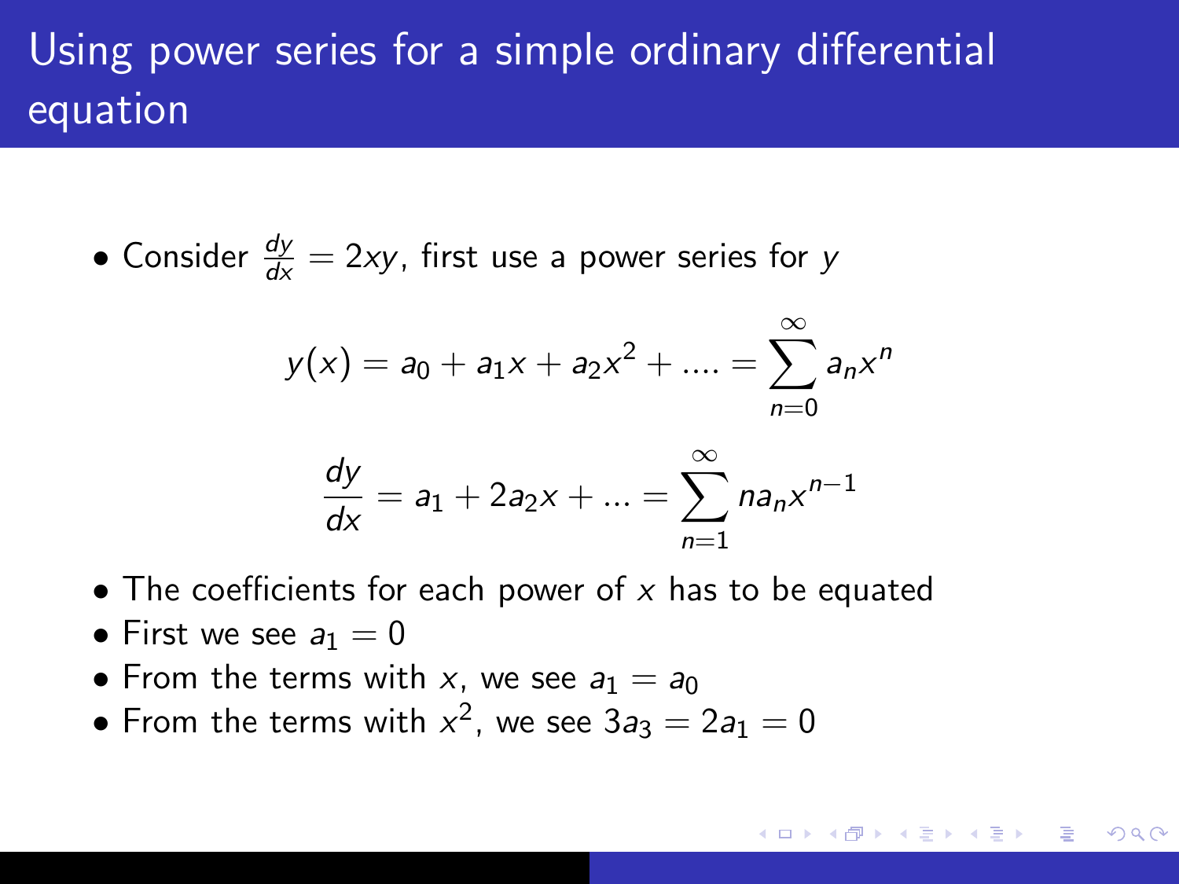# Using power series for a simple ordinary differential equation

- Consider $\frac{dy}{dx} = 2xy$, first use a power series for $y$

$$y(x) = a_0 + a_1 x + a_2 x^2 + .... = \sum_{n=0}^{\infty} a_n x^n$$

$$\frac{dy}{dx} = a_1 + 2a_2 x + ... = \sum_{n=1}^{\infty} n a_n x^{n-1}$$

- The coefficients for each power of $x$ has to be equated
- First we see $a_1 = 0$
- From the terms with $x$, we see $a_1 = a_0$
- From the terms with $x^2$, we see $3a_3 = 2a_1 = 0$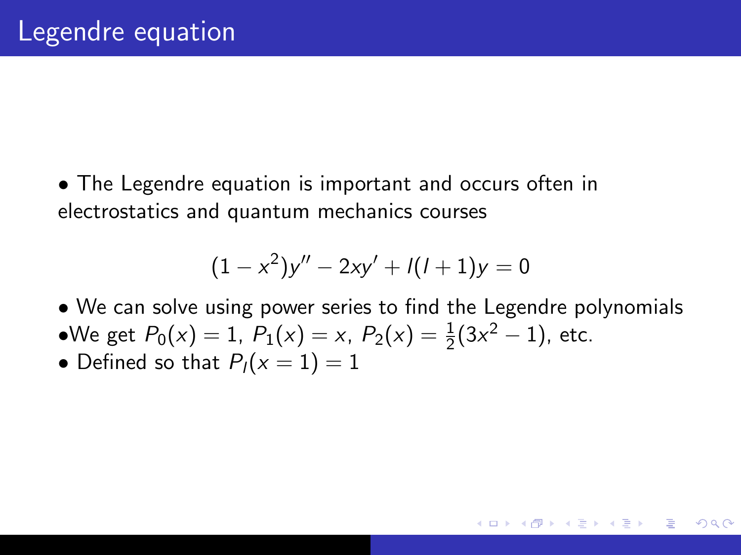# Legendre equation

- The Legendre equation is important and occurs often in electrostatics and quantum mechanics courses

$$(1 - x^2)y'' - 2xy' + l(l+1)y = 0$$

- We can solve using power series to find the Legendre polynomials
- We get $P_0(x) = 1$, $P_1(x) = x$, $P_2(x) = \frac{1}{2}(3x^2 - 1)$, etc.
- Defined so that $P_l(x = 1) = 1$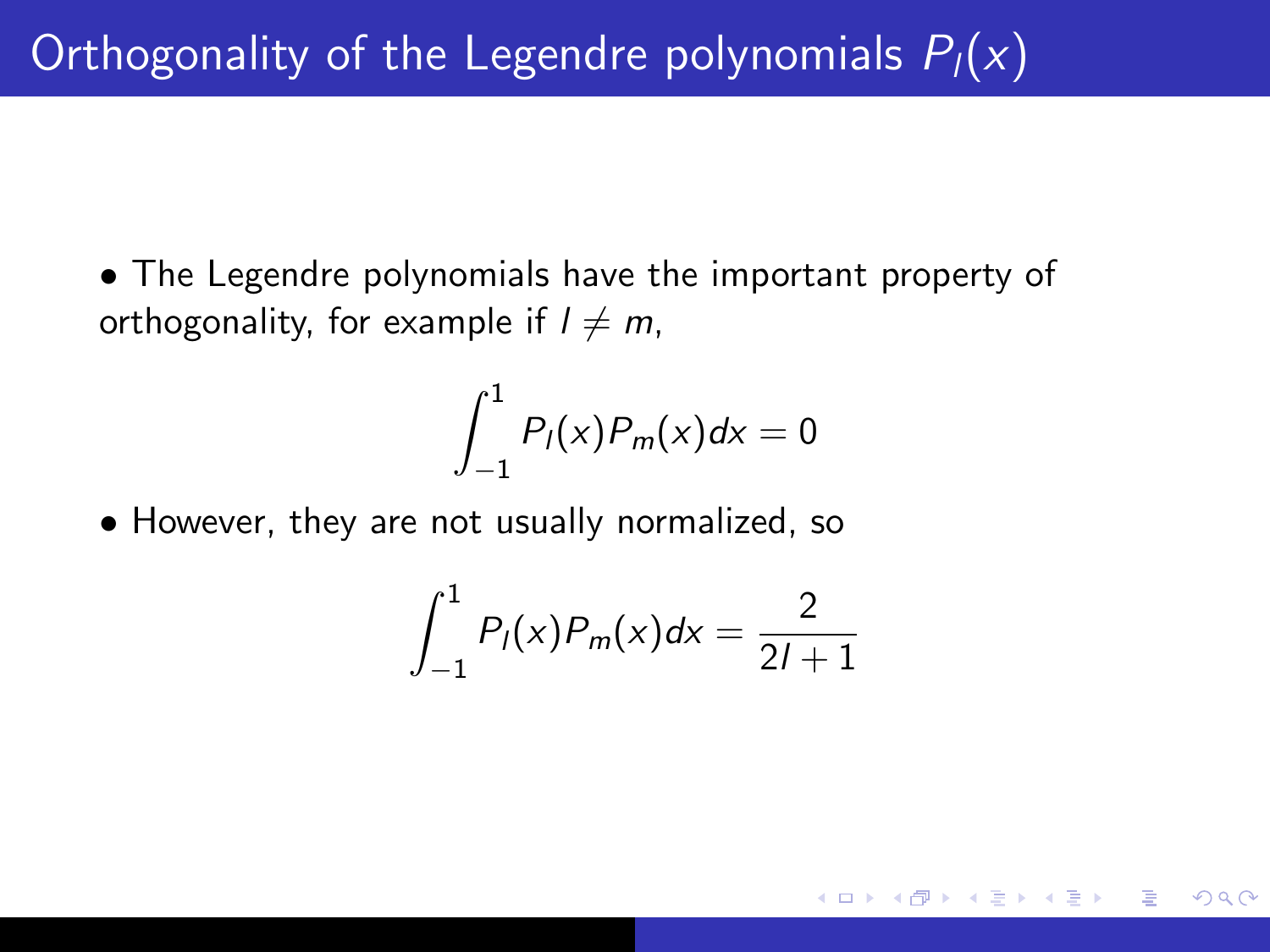# Orthogonality of the Legendre polynomials $P_l(x)$

- The Legendre polynomials have the important property of orthogonality, for example if $l \neq m$,

$$\int_{-1}^{1} P_l(x) P_m(x) dx = 0$$

- However, they are not usually normalized, so

$$\int_{-1}^{1} P_l(x) P_m(x) dx = \frac{2}{2l+1}$$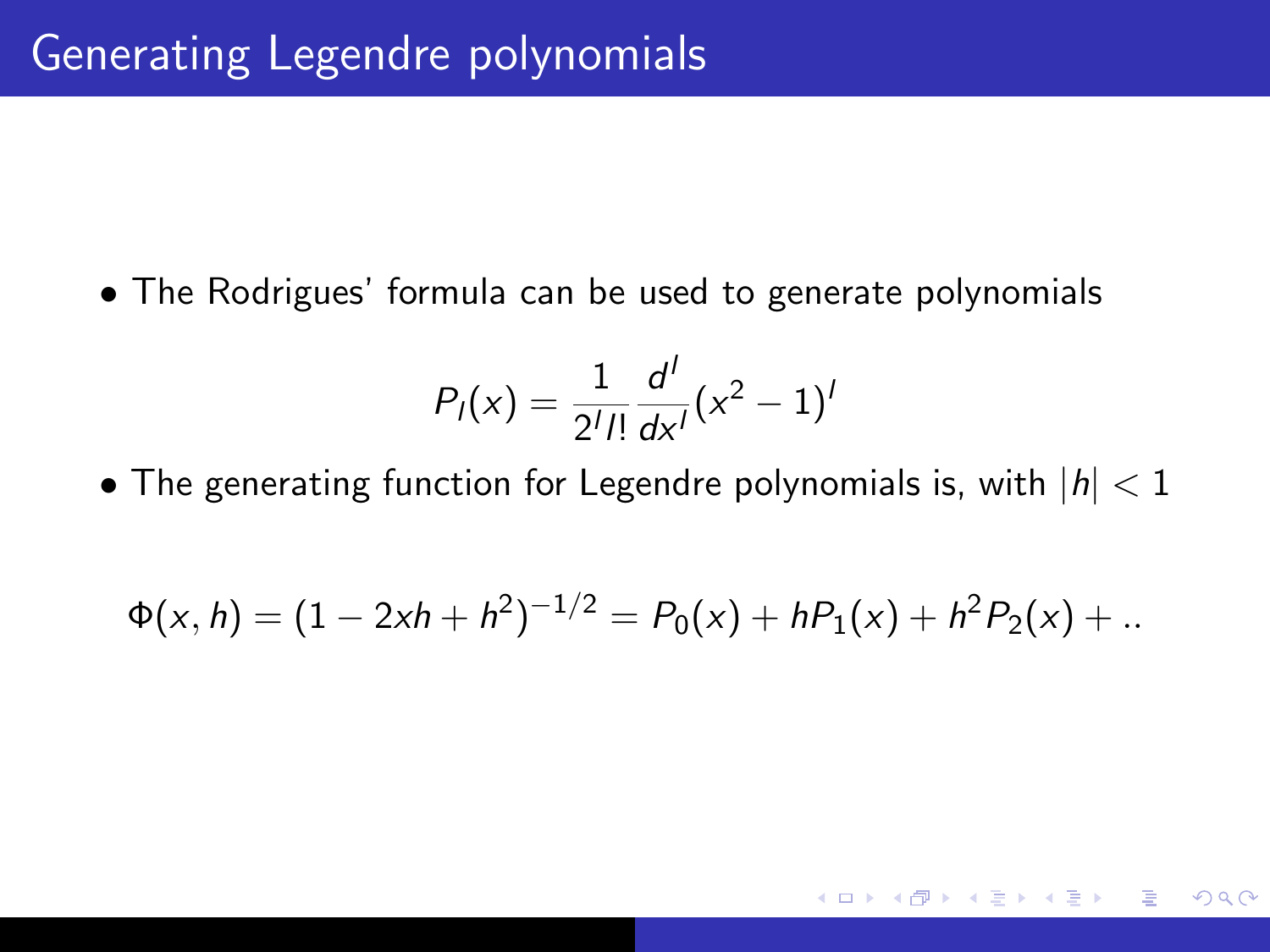# Generating Legendre polynomials

- The Rodrigues' formula can be used to generate polynomials

$$P_l(x) = \frac{1}{2^l l!} \frac{d^l}{dx^l}(x^2 - 1)^l$$

- The generating function for Legendre polynomials is, with $|h| < 1$

$$\Phi(x, h) = (1 - 2xh + h^2)^{-1/2} = P_0(x) + hP_1(x) + h^2 P_2(x) + ..$$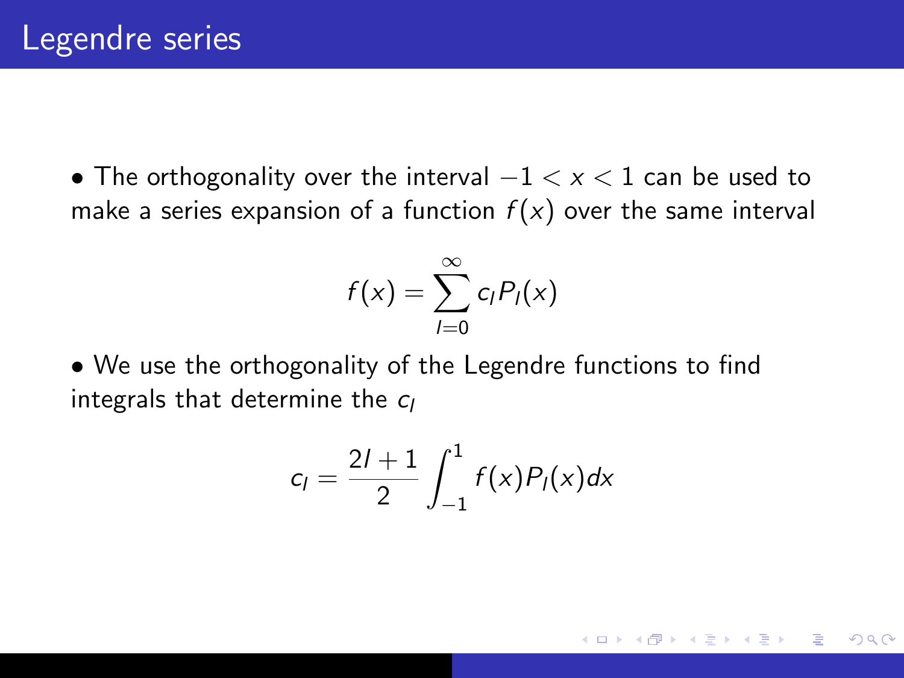# Legendre series

- The orthogonality over the interval $-1 < x < 1$ can be used to make a series expansion of a function $f(x)$ over the same interval

$$f(x) = \sum_{l=0}^{\infty} c_l P_l(x)$$

- We use the orthogonality of the Legendre functions to find integrals that determine the $c_l$

$$c_l = \frac{2l+1}{2} \int_{-1}^{1} f(x) P_l(x) dx$$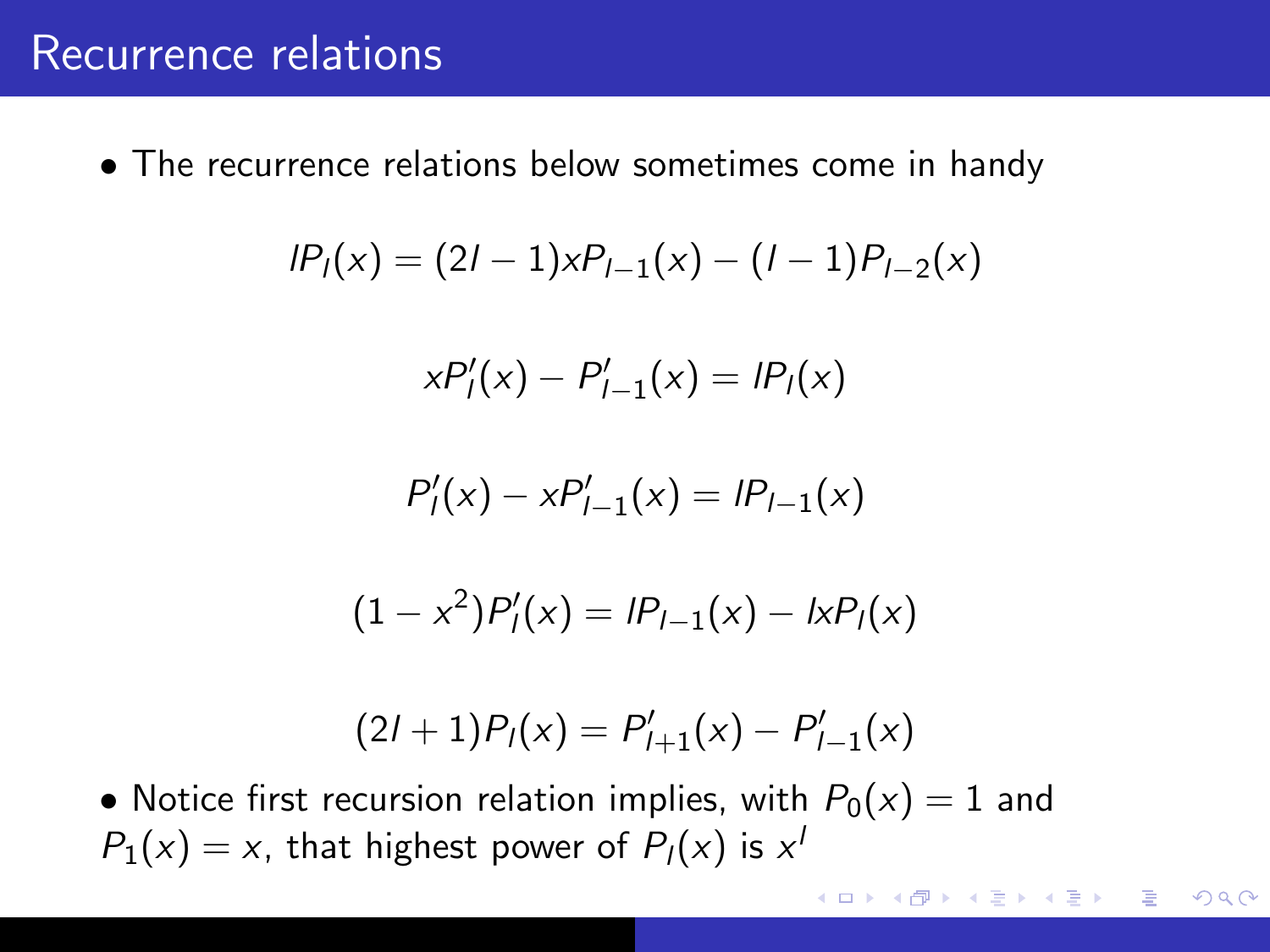# Recurrence relations

- The recurrence relations below sometimes come in handy

$$lP_l(x) = (2l-1)xP_{l-1}(x) - (l-1)P_{l-2}(x)$$

$$xP_l'(x) - P_{l-1}'(x) = lP_l(x)$$

$$P_l'(x) - xP_{l-1}'(x) = lP_{l-1}(x)$$

$$(1-x^2)P_l'(x) = lP_{l-1}(x) - lxP_l(x)$$

$$(2l+1)P_l(x) = P_{l+1}'(x) - P_{l-1}'(x)$$

- Notice first recursion relation implies, with $P_0(x) = 1$ and $P_1(x) = x$, that highest power of $P_l(x)$ is $x^l$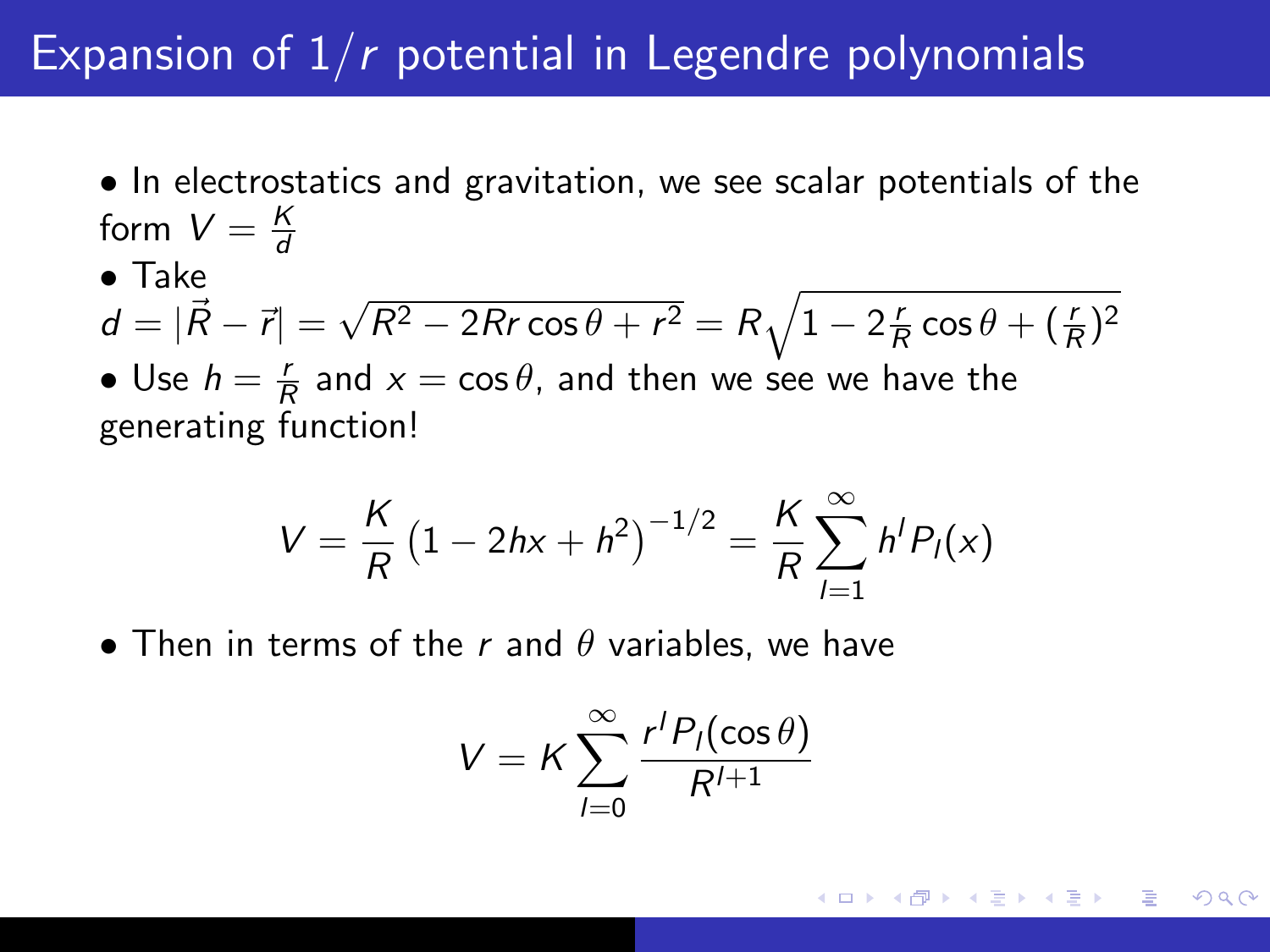# Expansion of $1/r$ potential in Legendre polynomials

- In electrostatics and gravitation, we see scalar potentials of the form $V = \frac{K}{d}$
- Take $d = |\vec{R} - \vec{r}| = \sqrt{R^2 - 2Rr\cos\theta + r^2} = R\sqrt{1 - 2\frac{r}{R}\cos\theta + (\frac{r}{R})^2}$
- Use $h = \frac{r}{R}$ and $x = \cos\theta$, and then we see we have the generating function!

$$V = \frac{K}{R}\left(1 - 2hx + h^2\right)^{-1/2} = \frac{K}{R}\sum_{l=1}^{\infty} h^l P_l(x)$$

- Then in terms of the $r$ and $\theta$ variables, we have

$$V = K\sum_{l=0}^{\infty} \frac{r^l P_l(\cos\theta)}{R^{l+1}}$$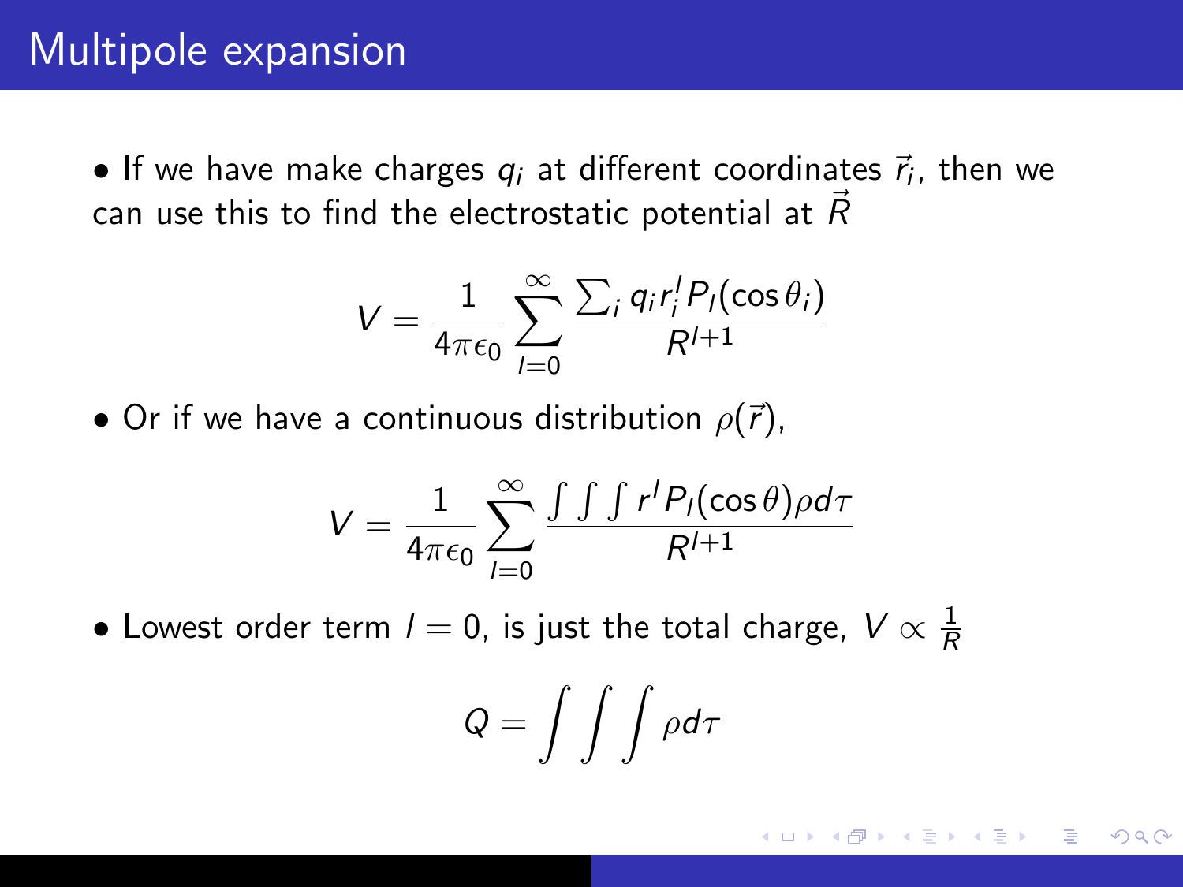# Multipole expansion

- If we have make charges $q_i$ at different coordinates $\vec{r}_i$, then we can use this to find the electrostatic potential at $\vec{R}$

$$V = \frac{1}{4\pi\epsilon_0} \sum_{l=0}^{\infty} \frac{\sum_i q_i r_i^l P_l(\cos\theta_i)}{R^{l+1}}$$

- Or if we have a continuous distribution $\rho(\vec{r})$,

$$V = \frac{1}{4\pi\epsilon_0} \sum_{l=0}^{\infty} \frac{\int\int\int r^l P_l(\cos\theta) \rho d\tau}{R^{l+1}}$$

- Lowest order term $l = 0$, is just the total charge, $V \propto \frac{1}{R}$

$$Q = \int\int\int \rho d\tau$$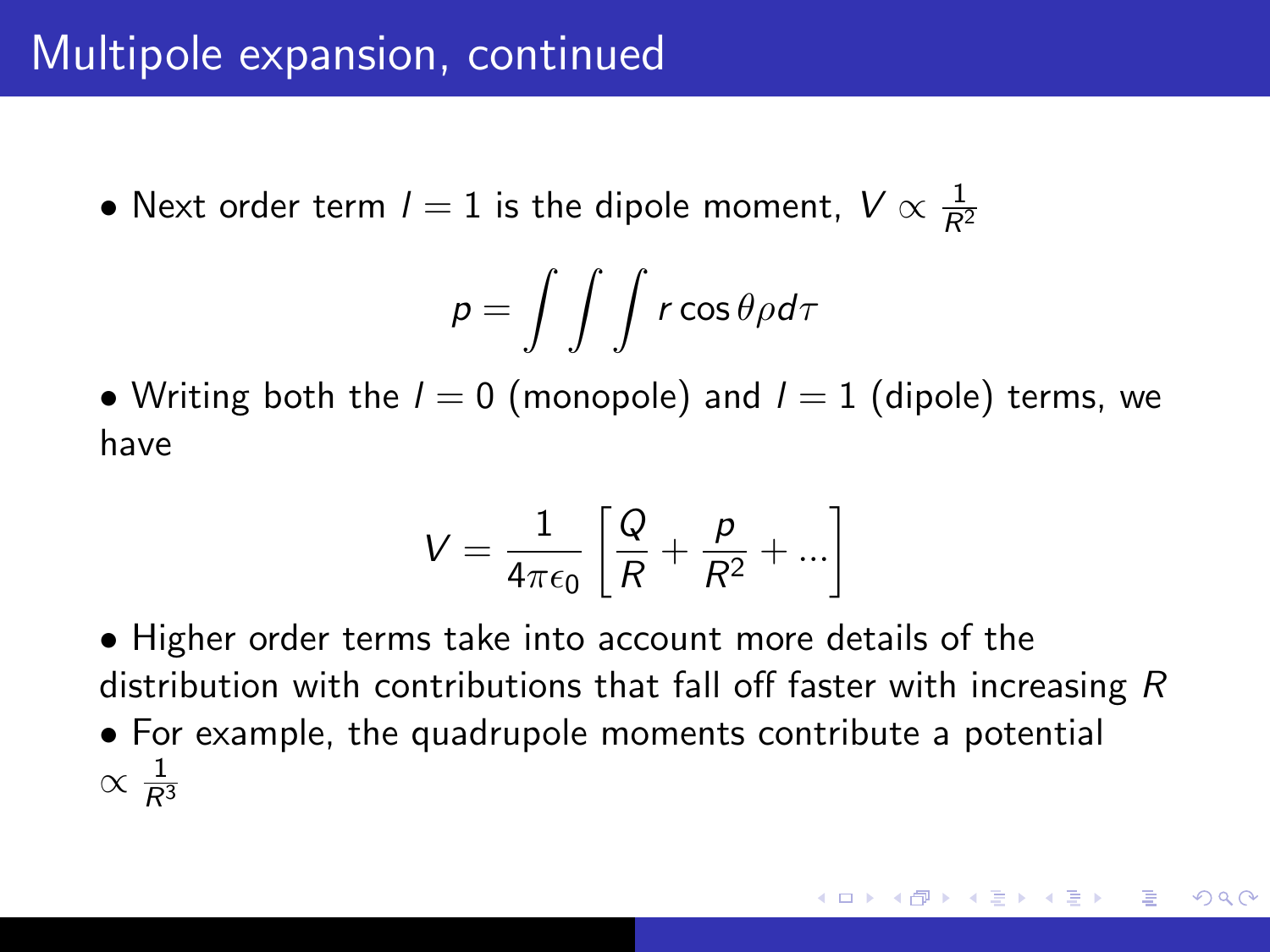# Multipole expansion, continued

- Next order term $l = 1$ is the dipole moment, $V \propto \frac{1}{R^2}$

$$p = \int\int\int r \cos\theta \rho d\tau$$

- Writing both the $l = 0$ (monopole) and $l = 1$ (dipole) terms, we have

$$V = \frac{1}{4\pi\epsilon_0}\left[\frac{Q}{R} + \frac{p}{R^2} + ...\right]$$

- Higher order terms take into account more details of the distribution with contributions that fall off faster with increasing $R$
- For example, the quadrupole moments contribute a potential $\propto \frac{1}{R^3}$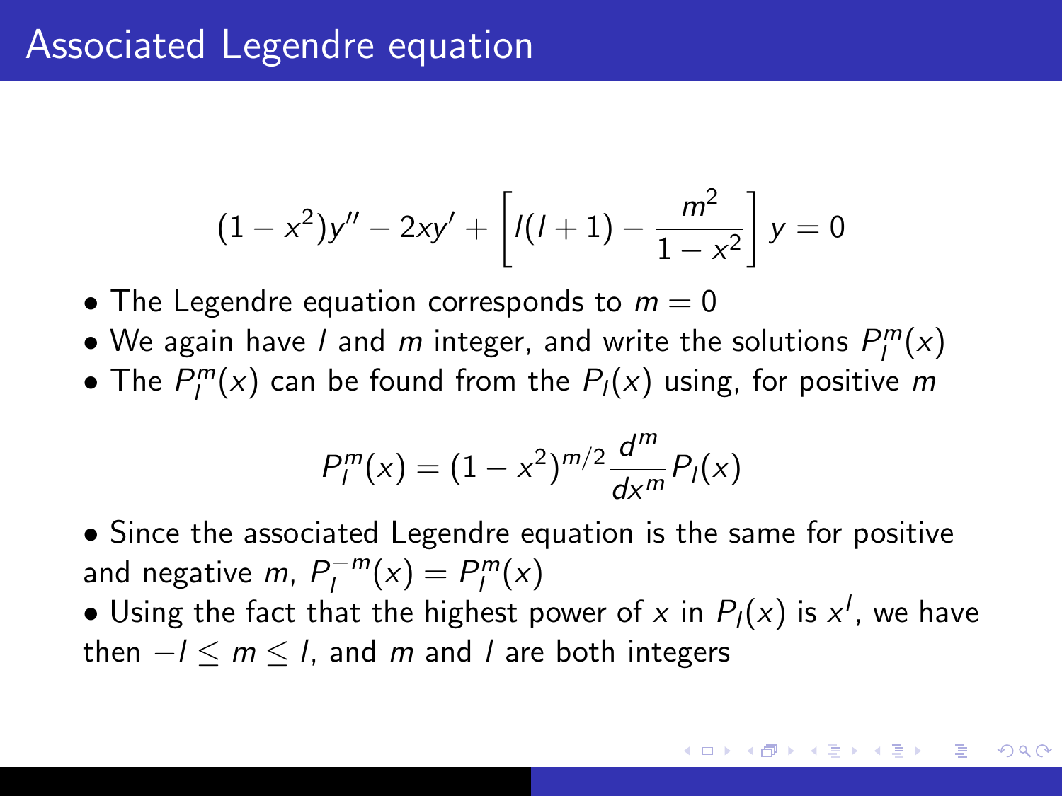# Associated Legendre equation

$$(1-x^2)y'' - 2xy' + \left[l(l+1) - \frac{m^2}{1-x^2}\right] y = 0$$

- The Legendre equation corresponds to $m = 0$
- We again have $l$ and $m$ integer, and write the solutions $P_l^m(x)$
- The $P_l^m(x)$ can be found from the $P_l(x)$ using, for positive $m$

$$P_l^m(x) = (1-x^2)^{m/2} \frac{d^m}{dx^m} P_l(x)$$

- Since the associated Legendre equation is the same for positive and negative $m$, $P_l^{-m}(x) = P_l^m(x)$
- Using the fact that the highest power of $x$ in $P_l(x)$ is $x^l$, we have then $-l \leq m \leq l$, and $m$ and $l$ are both integers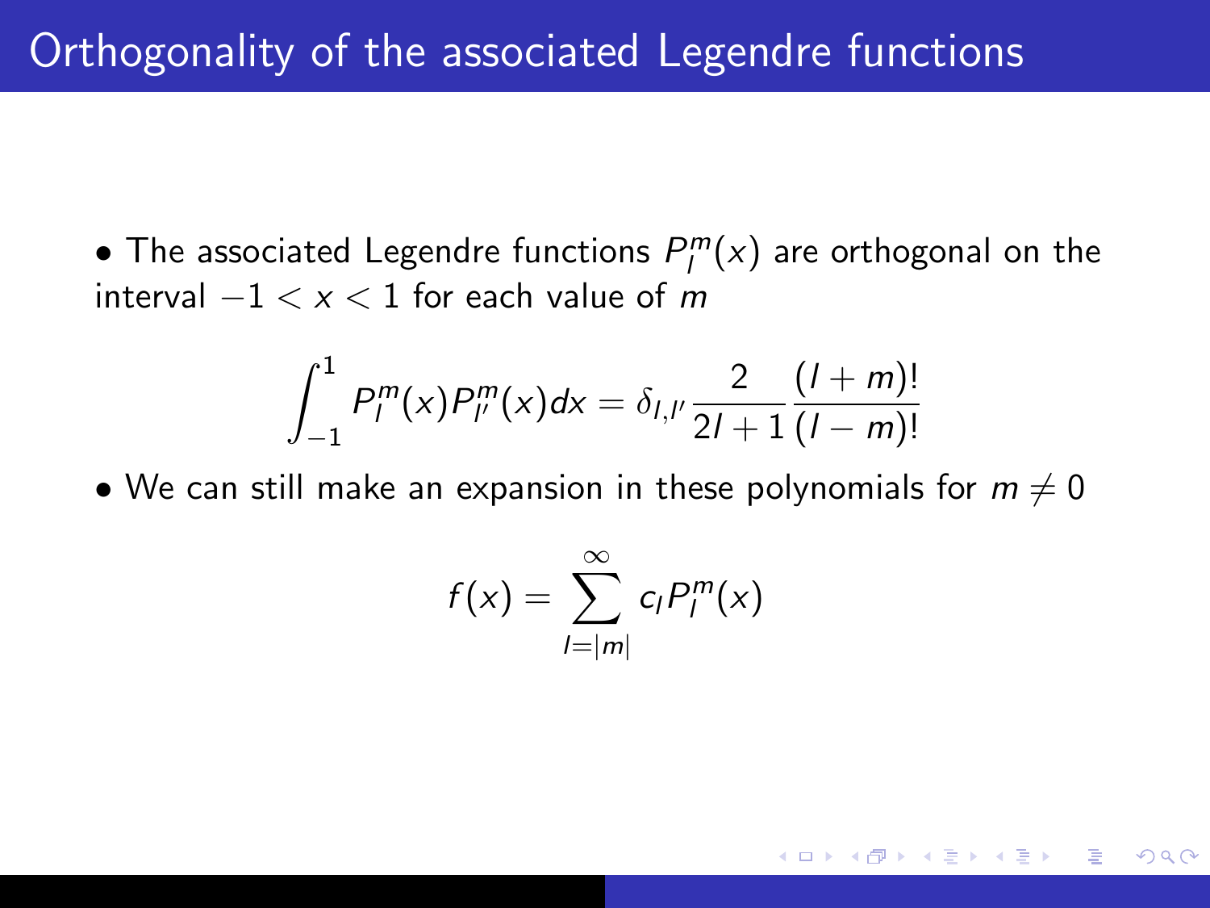# Orthogonality of the associated Legendre functions

- The associated Legendre functions $P_l^m(x)$ are orthogonal on the interval $-1 < x < 1$ for each value of $m$

$$\int_{-1}^{1} P_l^m(x) P_{l'}^m(x) dx = \delta_{l,l'} \frac{2}{2l+1} \frac{(l+m)!}{(l-m)!}$$

- We can still make an expansion in these polynomials for $m \neq 0$

$$f(x) = \sum_{l=|m|}^{\infty} c_l P_l^m(x)$$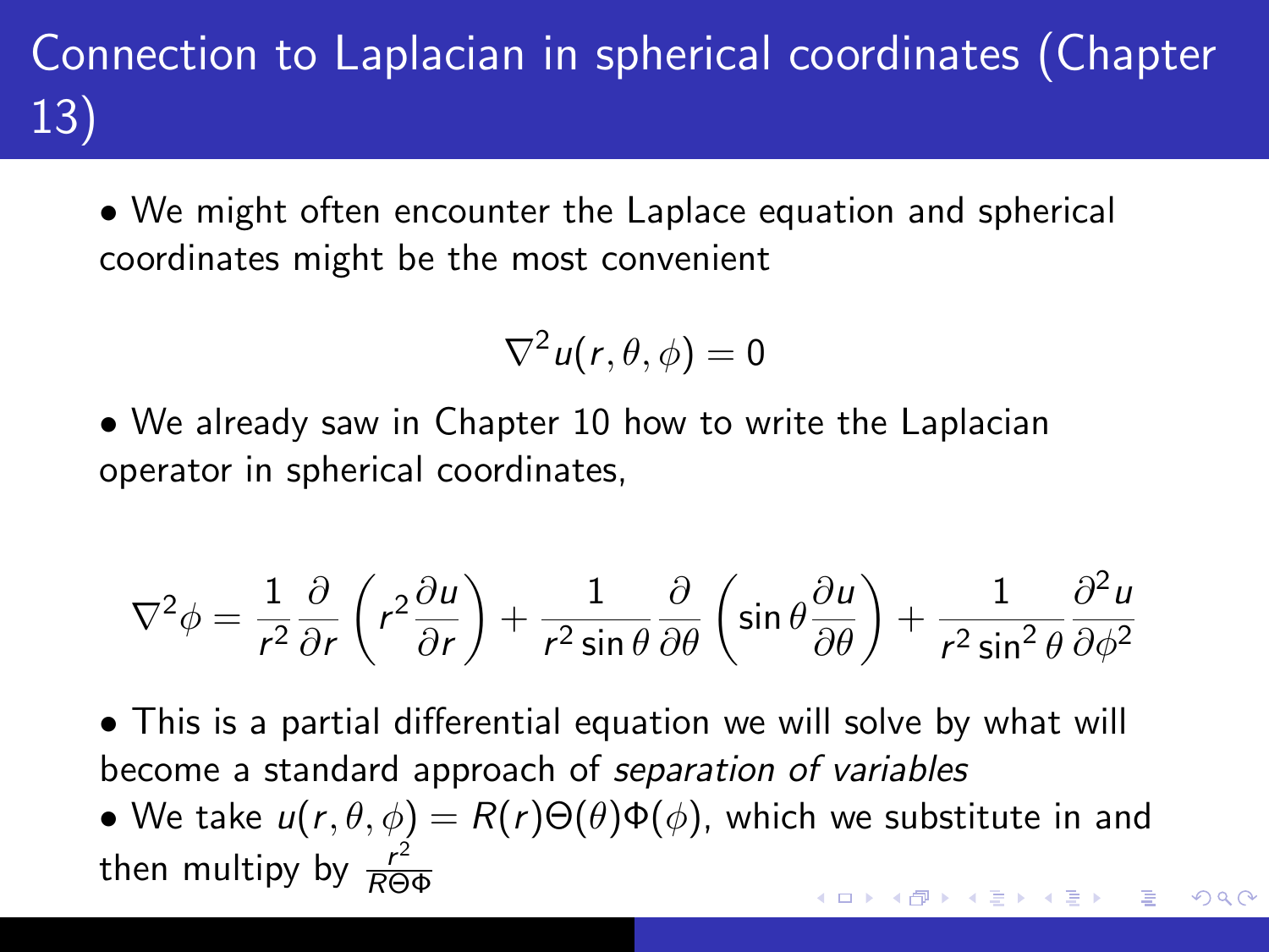# Connection to Laplacian in spherical coordinates (Chapter 13)

• We might often encounter the Laplace equation and spherical coordinates might be the most convenient

$$\nabla^2 u(r, \theta, \phi) = 0$$

• We already saw in Chapter 10 how to write the Laplacian operator in spherical coordinates,

$$\nabla^2 \phi = \frac{1}{r^2}\frac{\partial}{\partial r}\left(r^2 \frac{\partial u}{\partial r}\right) + \frac{1}{r^2 \sin\theta}\frac{\partial}{\partial \theta}\left(\sin\theta \frac{\partial u}{\partial \theta}\right) + \frac{1}{r^2 \sin^2\theta}\frac{\partial^2 u}{\partial \phi^2}$$

• This is a partial differential equation we will solve by what will become a standard approach of *separation of variables*

• We take $u(r, \theta, \phi) = R(r)\Theta(\theta)\Phi(\phi)$, which we substitute in and then multipy by $\frac{r^2}{R\Theta\Phi}$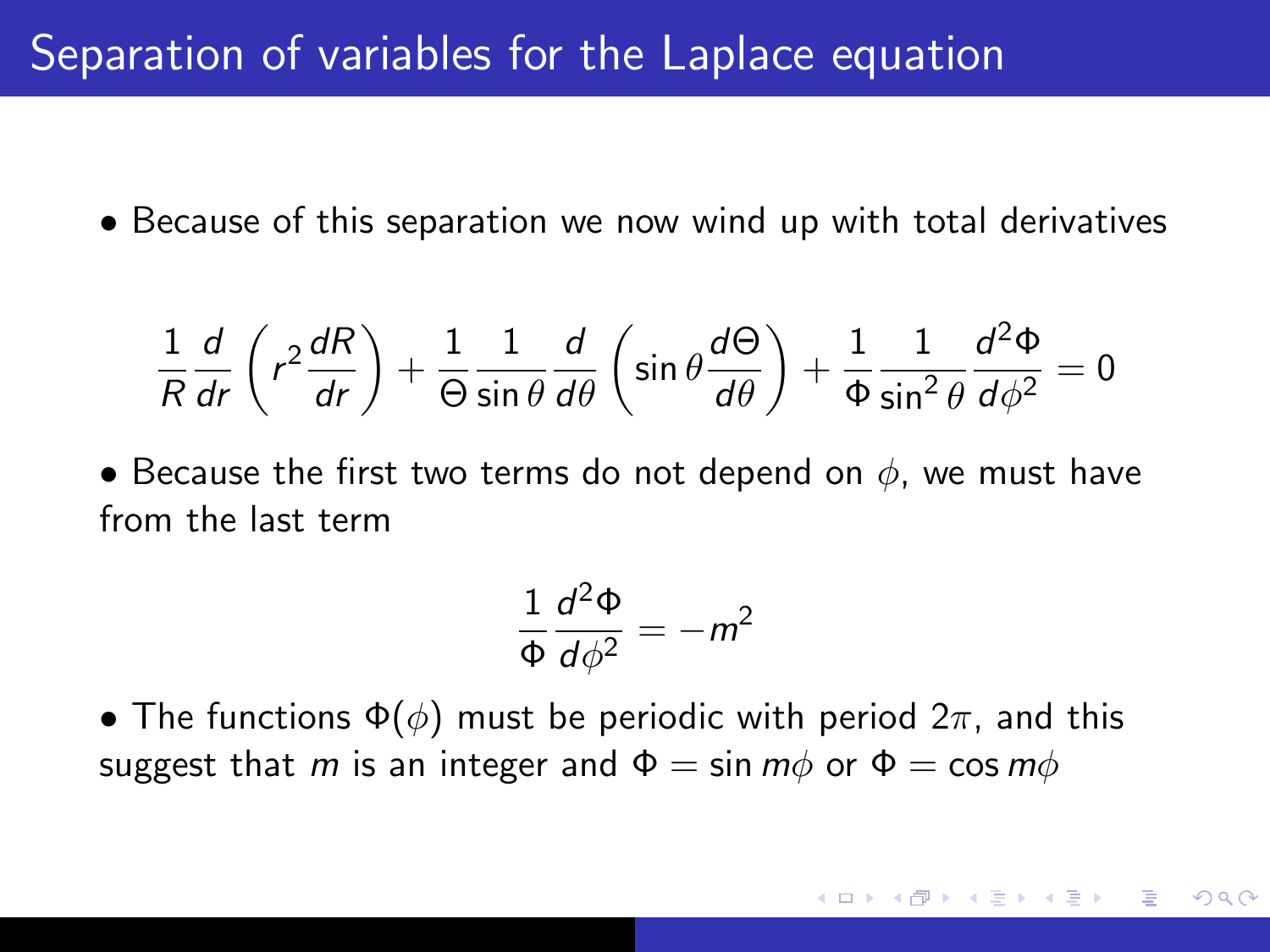# Separation of variables for the Laplace equation

- Because of this separation we now wind up with total derivatives

$$\frac{1}{R}\frac{d}{dr}\left(r^2\frac{dR}{dr}\right)+\frac{1}{\Theta}\frac{1}{\sin\theta}\frac{d}{d\theta}\left(\sin\theta\frac{d\Theta}{d\theta}\right)+\frac{1}{\Phi}\frac{1}{\sin^2\theta}\frac{d^2\Phi}{d\phi^2}=0$$

- Because the first two terms do not depend on $\phi$, we must have from the last term

$$\frac{1}{\Phi}\frac{d^2\Phi}{d\phi^2}=-m^2$$

- The functions $\Phi(\phi)$ must be periodic with period $2\pi$, and this suggest that $m$ is an integer and $\Phi = \sin m\phi$ or $\Phi = \cos m\phi$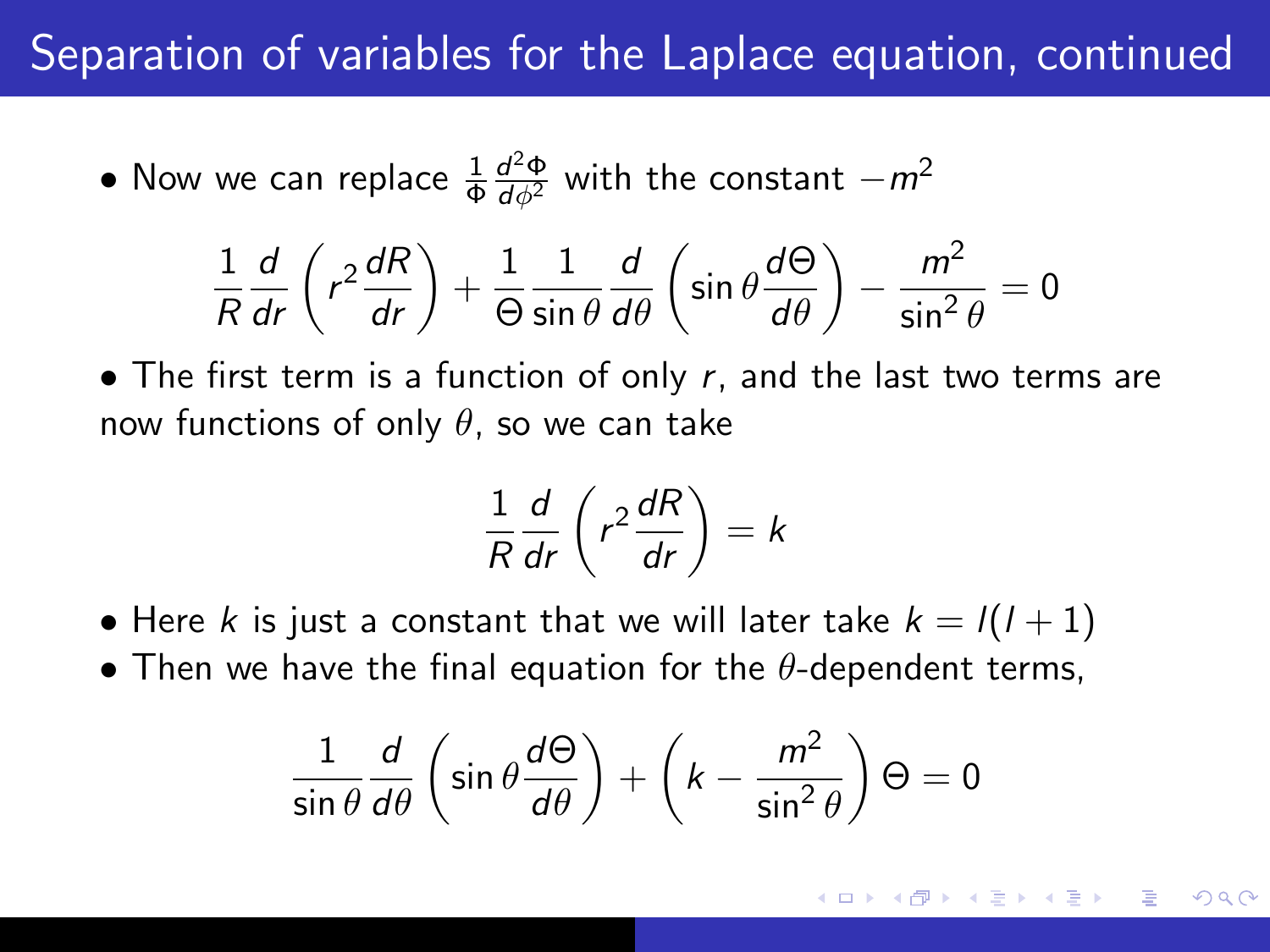# Separation of variables for the Laplace equation, continued

- Now we can replace $\frac{1}{\Phi}\frac{d^2\Phi}{d\phi^2}$ with the constant $-m^2$

$$\frac{1}{R}\frac{d}{dr}\left(r^2\frac{dR}{dr}\right) + \frac{1}{\Theta}\frac{1}{\sin\theta}\frac{d}{d\theta}\left(\sin\theta\frac{d\Theta}{d\theta}\right) - \frac{m^2}{\sin^2\theta} = 0$$

- The first term is a function of only $r$, and the last two terms are now functions of only $\theta$, so we can take

$$\frac{1}{R}\frac{d}{dr}\left(r^2\frac{dR}{dr}\right) = k$$

- Here $k$ is just a constant that we will later take $k = l(l+1)$
- Then we have the final equation for the $\theta$-dependent terms,

$$\frac{1}{\sin\theta}\frac{d}{d\theta}\left(\sin\theta\frac{d\Theta}{d\theta}\right) + \left(k - \frac{m^2}{\sin^2\theta}\right)\Theta = 0$$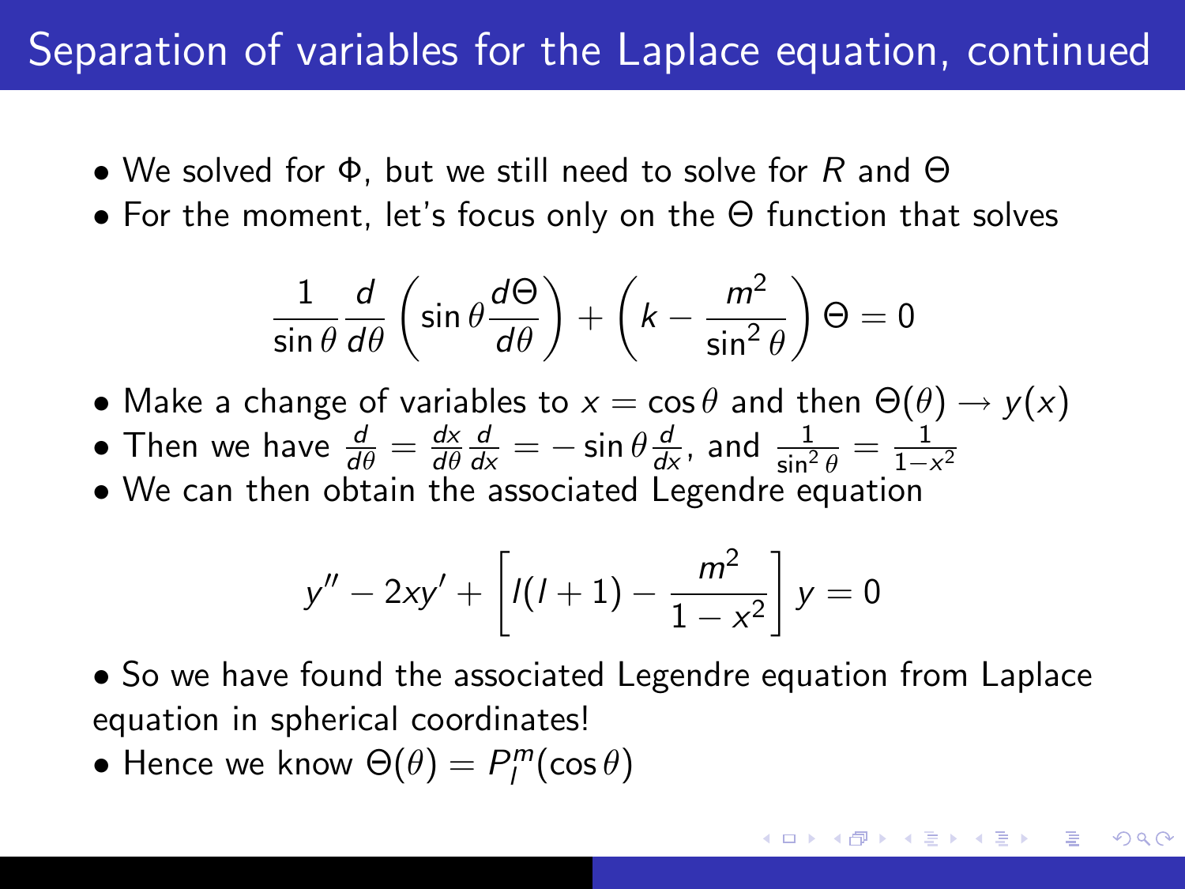# Separation of variables for the Laplace equation, continued

- We solved for $\Phi$, but we still need to solve for $R$ and $\Theta$
- For the moment, let's focus only on the $\Theta$ function that solves

$$\frac{1}{\sin\theta}\frac{d}{d\theta}\left(\sin\theta\frac{d\Theta}{d\theta}\right) + \left(k - \frac{m^2}{\sin^2\theta}\right)\Theta = 0$$

- Make a change of variables to $x = \cos\theta$ and then $\Theta(\theta) \to y(x)$
- Then we have $\frac{d}{d\theta} = \frac{dx}{d\theta}\frac{d}{dx} = -\sin\theta\frac{d}{dx}$, and $\frac{1}{\sin^2\theta} = \frac{1}{1-x^2}$
- We can then obtain the associated Legendre equation

$$y'' - 2xy' + \left[l(l+1) - \frac{m^2}{1-x^2}\right]y = 0$$

- So we have found the associated Legendre equation from Laplace equation in spherical coordinates!
- Hence we know $\Theta(\theta) = P_l^m(\cos\theta)$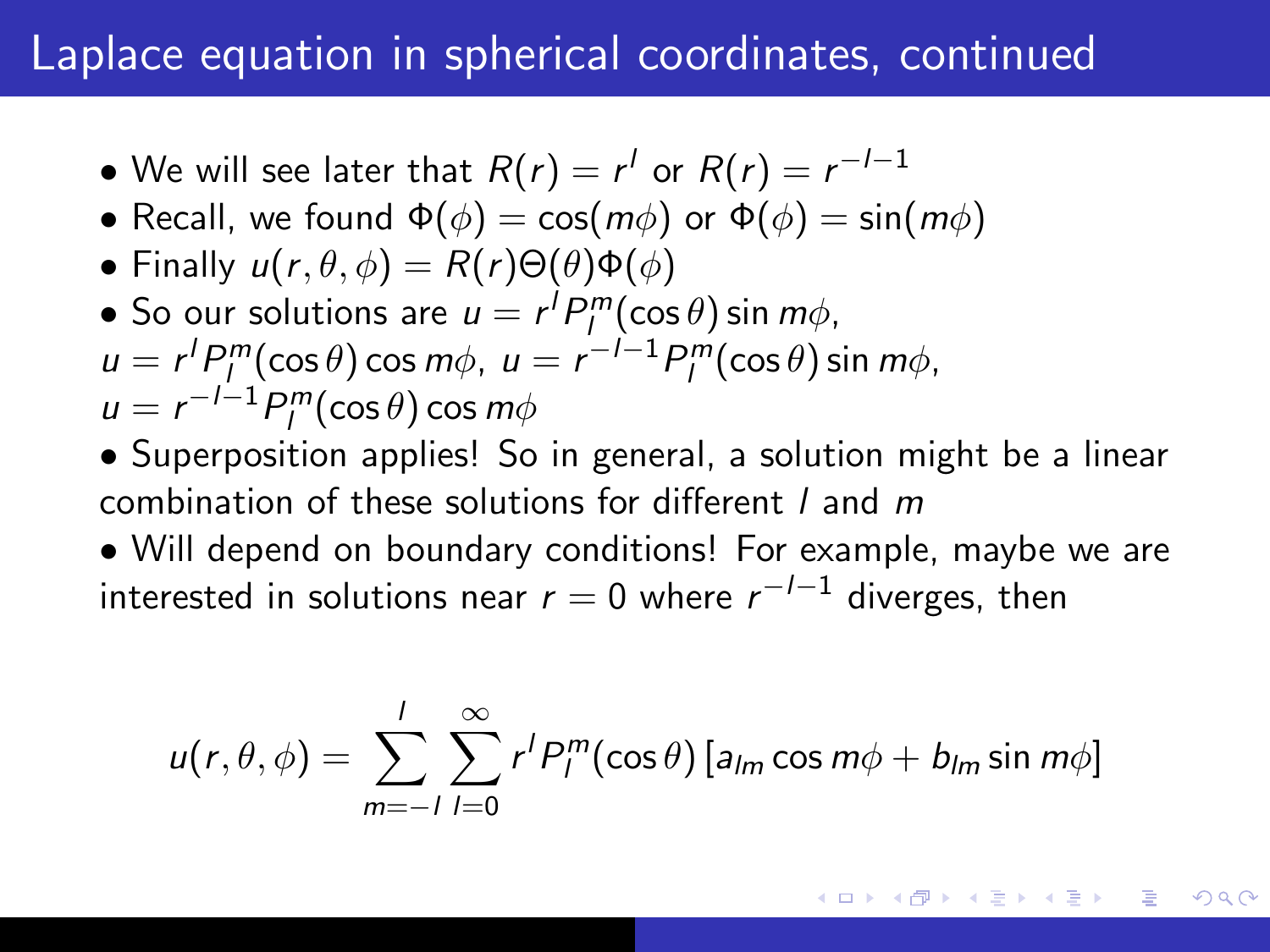# Laplace equation in spherical coordinates, continued

- We will see later that $R(r) = r^l$ or $R(r) = r^{-l-1}$
- Recall, we found $\Phi(\phi) = \cos(m\phi)$ or $\Phi(\phi) = \sin(m\phi)$
- Finally $u(r, \theta, \phi) = R(r)\Theta(\theta)\Phi(\phi)$
- So our solutions are $u = r^l P_l^m(\cos\theta)\sin m\phi$, $u = r^l P_l^m(\cos\theta)\cos m\phi$, $u = r^{-l-1} P_l^m(\cos\theta)\sin m\phi$, $u = r^{-l-1} P_l^m(\cos\theta)\cos m\phi$
- Superposition applies! So in general, a solution might be a linear combination of these solutions for different $l$ and $m$
- Will depend on boundary conditions! For example, maybe we are interested in solutions near $r = 0$ where $r^{-l-1}$ diverges, then

$$u(r, \theta, \phi) = \sum_{m=-l}^{l} \sum_{l=0}^{\infty} r^l P_l^m(\cos\theta)\left[a_{lm}\cos m\phi + b_{lm}\sin m\phi\right]$$